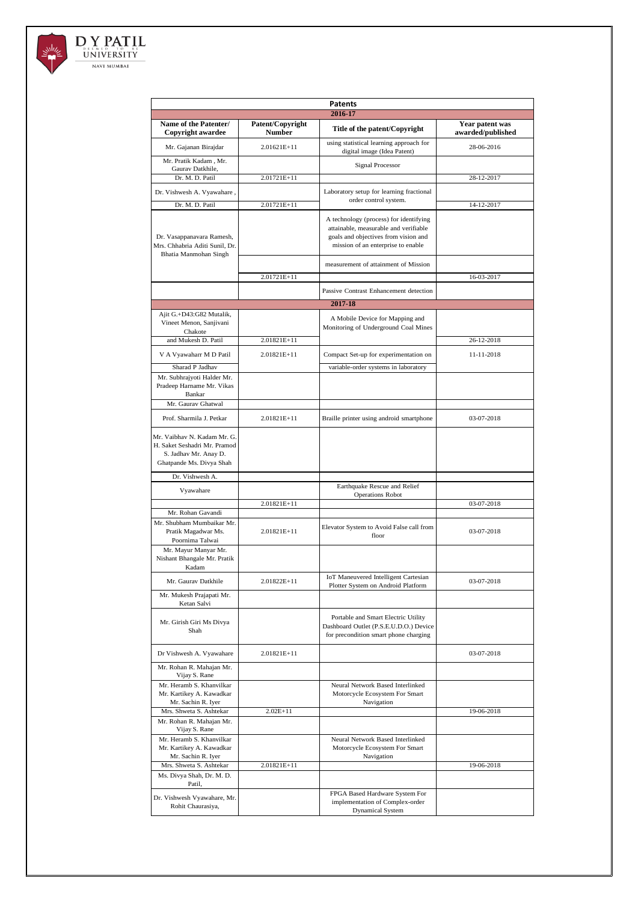D Y PATIL DEEMED TO BE UNIVERSITY NAVI MUMBAI

| Patents | | | |
|---|---|---|---|
| 2016-17 | | | |
| **Name of the Patenter/ Copyright awardee** | **Patent/Copyright Number** | **Title of the patent/Copyright** | **Year patent was awarded/published** |
| Mr. Gajanan Birajdar | 2.01621E+11 | using statistical learning approach for digital image (Idea Patent) | 28-06-2016 |
| Mr. Pratik Kadam , Mr. Gaurav Datkhile, | | Signal Processor | |
| Dr. M. D. Patil | 2.01721E+11 | | 28-12-2017 |
| Dr. Vishwesh A. Vyawahare , | | Laboratory setup for learning fractional order control system. | |
| Dr. M. D. Patil | 2.01721E+11 | | 14-12-2017 |
| Dr. Vasappanavara Ramesh, Mrs. Chhabria Aditi Sunil, Dr. Bhatia Manmohan Singh | | A technology (process) for identifying attainable, measurable and verifiable goals and objectives from vision and mission of an enterprise to enable | |
| | | measurement of attainment of Mission | |
| | 2.01721E+11 | | 16-03-2017 |
| | | Passive Contrast Enhancement detection | |
| 2017-18 | | | |
| Ajit G.+D43:G82 Mutalik, Vineet Menon, Sanjivani Chakote | | A Mobile Device for Mapping and Monitoring of Underground Coal Mines | |
| and Mukesh D. Patil | 2.01821E+11 | | 26-12-2018 |
| V A Vyawaharr M D Patil | 2.01821E+11 | Compact Set-up for experimentation on | 11-11-2018 |
| Sharad P Jadhav | | variable-order systems in laboratory | |
| Mr. Subhrajyoti Halder Mr. Pradeep Harname Mr. Vikas Bankar | | | |
| Mr. Gaurav Ghatwal | | | |
| Prof. Sharmila J. Petkar | 2.01821E+11 | Braille printer using android smartphone | 03-07-2018 |
| Mr. Vaibhav N. Kadam Mr. G. H. Saket Seshadri Mr. Pramod S. Jadhav Mr. Anay D. Ghatpande Ms. Divya Shah | | | |
| Dr. Vishwesh A. | | | |
| Vyawahare | | Earthquake Rescue and Relief Operations Robot | |
| | 2.01821E+11 | | 03-07-2018 |
| Mr. Rohan Gavandi | | | |
| Mr. Shubham Mumbaikar Mr. Pratik Magadwar Ms. Poornima Talwai | 2.01821E+11 | Elevator System to Avoid False call from floor | 03-07-2018 |
| Mr. Mayur Manyar Mr. Nishant Bhangale Mr. Pratik Kadam | | | |
| Mr. Gaurav Datkhile | 2.01822E+11 | IoT Maneuvered Intelligent Cartesian Plotter System on Android Platform | 03-07-2018 |
| Mr. Mukesh Prajapati Mr. Ketan Salvi | | | |
| Mr. Girish Giri Ms Divya Shah | | Portable and Smart Electric Utility Dashboard Outlet (P.S.E.U.D.O.) Device for precondition smart phone charging | |
| Dr Vishwesh A. Vyawahare | 2.01821E+11 | | 03-07-2018 |
| Mr. Rohan R. Mahajan Mr. Vijay S. Rane | | | |
| Mr. Heramb S. Khanvilkar Mr. Kartikey A. Kawadkar Mr. Sachin R. Iyer | | Neural Network Based Interlinked Motorcycle Ecosystem For Smart Navigation | |
| Mrs. Shweta S. Ashtekar | 2.02E+11 | | 19-06-2018 |
| Mr. Rohan R. Mahajan Mr. Vijay S. Rane | | | |
| Mr. Heramb S. Khanvilkar Mr. Kartikey A. Kawadkar Mr. Sachin R. Iyer | | Neural Network Based Interlinked Motorcycle Ecosystem For Smart Navigation | |
| Mrs. Shweta S. Ashtekar | 2.01821E+11 | | 19-06-2018 |
| Ms. Divya Shah, Dr. M. D. Patil, | | | |
| Dr. Vishwesh Vyawahare, Mr. Rohit Chaurasiya, | | FPGA Based Hardware System For implementation of Complex-order Dynamical System | |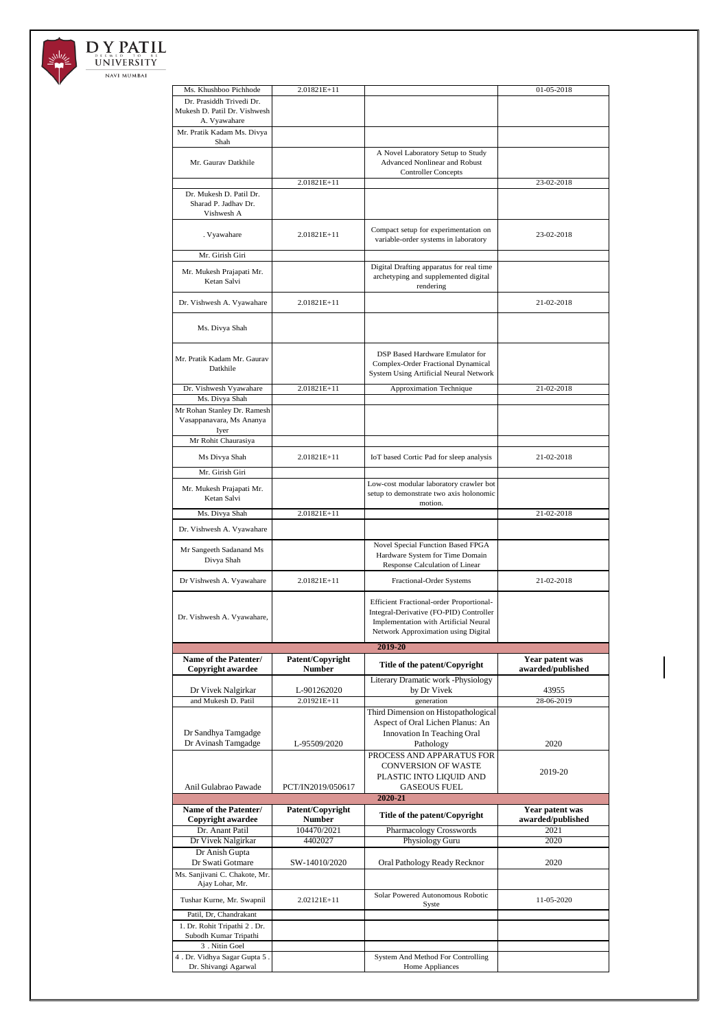| | | | |
|---|---|---|---|
| Ms. Khushboo Pichhode | 2.01821E+11 | | 01-05-2018 |
| Dr. Prasiddh Trivedi Dr. Mukesh D. Patil Dr. Vishwesh A. Vyawahare | | | |
| Mr. Pratik Kadam Ms. Divya Shah | | | |
| Mr. Gaurav Datkhile | | A Novel Laboratory Setup to Study Advanced Nonlinear and Robust Controller Concepts | |
| | 2.01821E+11 | | 23-02-2018 |
| Dr. Mukesh D. Patil Dr. Sharad P. Jadhav Dr. Vishwesh A | | | |
| . Vyawahare | 2.01821E+11 | Compact setup for experimentation on variable-order systems in laboratory | 23-02-2018 |
| Mr. Girish Giri | | | |
| Mr. Mukesh Prajapati Mr. Ketan Salvi | | Digital Drafting apparatus for real time archetyping and supplemented digital rendering | |
| Dr. Vishwesh A. Vyawahare | 2.01821E+11 | | 21-02-2018 |
| Ms. Divya Shah | | | |
| Mr. Pratik Kadam Mr. Gaurav Datkhile | | DSP Based Hardware Emulator for Complex-Order Fractional Dynamical System Using Artificial Neural Network | |
| Dr. Vishwesh Vyawahare | 2.01821E+11 | Approximation Technique | 21-02-2018 |
| Ms. Divya Shah | | | |
| Mr Rohan Stanley Dr. Ramesh Vasappanavara, Ms Ananya Iyer | | | |
| Mr Rohit Chaurasiya | | | |
| Ms Divya Shah | 2.01821E+11 | IoT based Cortic Pad for sleep analysis | 21-02-2018 |
| Mr. Girish Giri | | | |
| Mr. Mukesh Prajapati Mr. Ketan Salvi | | Low-cost modular laboratory crawler bot setup to demonstrate two axis holonomic motion. | |
| Ms. Divya Shah | 2.01821E+11 | | 21-02-2018 |
| Dr. Vishwesh A. Vyawahare | | | |
| Mr Sangeeth Sadanand Ms Divya Shah | | Novel Special Function Based FPGA Hardware System for Time Domain Response Calculation of Linear | |
| Dr Vishwesh A. Vyawahare | 2.01821E+11 | Fractional-Order Systems | 21-02-2018 |
| Dr. Vishwesh A. Vyawahare, | | Efficient Fractional-order Proportional-Integral-Derivative (FO-PID) Controller Implementation with Artificial Neural Network Approximation using Digital | |

**2019-20**

| Name of the Patenter/ Copyright awardee | Patent/Copyright Number | Title of the patent/Copyright | Year patent was awarded/published |
|---|---|---|---|
| Dr Vivek Nalgirkar | L-901262020 | Literary Dramatic work -Physiology by Dr Vivek | 43955 |
| and Mukesh D. Patil | 2.01921E+11 | generation | 28-06-2019 |
| Dr Sandhya Tamgadge Dr Avinash Tamgadge | L-95509/2020 | Third Dimension on Histopathological Aspect of Oral Lichen Planus: An Innovation In Teaching Oral Pathology | 2020 |
| Anil Gulabrao Pawade | PCT/IN2019/050617 | PROCESS AND APPARATUS FOR CONVERSION OF WASTE PLASTIC INTO LIQUID AND GASEOUS FUEL | 2019-20 |

**2020-21**

| Name of the Patenter/ Copyright awardee | Patent/Copyright Number | Title of the patent/Copyright | Year patent was awarded/published |
|---|---|---|---|
| Dr. Anant Patil | 104470/2021 | Pharmacology Crosswords | 2021 |
| Dr Vivek Nalgirkar | 4402027 | Physiology Guru | 2020 |
| Dr Anish Gupta Dr Swati Gotmare | SW-14010/2020 | Oral Pathology Ready Recknor | 2020 |
| Ms. Sanjivani C. Chakote, Mr. Ajay Lohar, Mr. | | | |
| Tushar Kurne, Mr. Swapnil | 2.02121E+11 | Solar Powered Autonomous Robotic Syste | 11-05-2020 |
| Patil, Dr, Chandrakant | | | |
| 1. Dr. Rohit Tripathi 2 . Dr. Subodh Kumar Tripathi | | | |
| 3 . Nitin Goel | | | |
| 4 . Dr. Vidhya Sagar Gupta 5 . Dr. Shivangi Agarwal | | System And Method For Controlling Home Appliances | |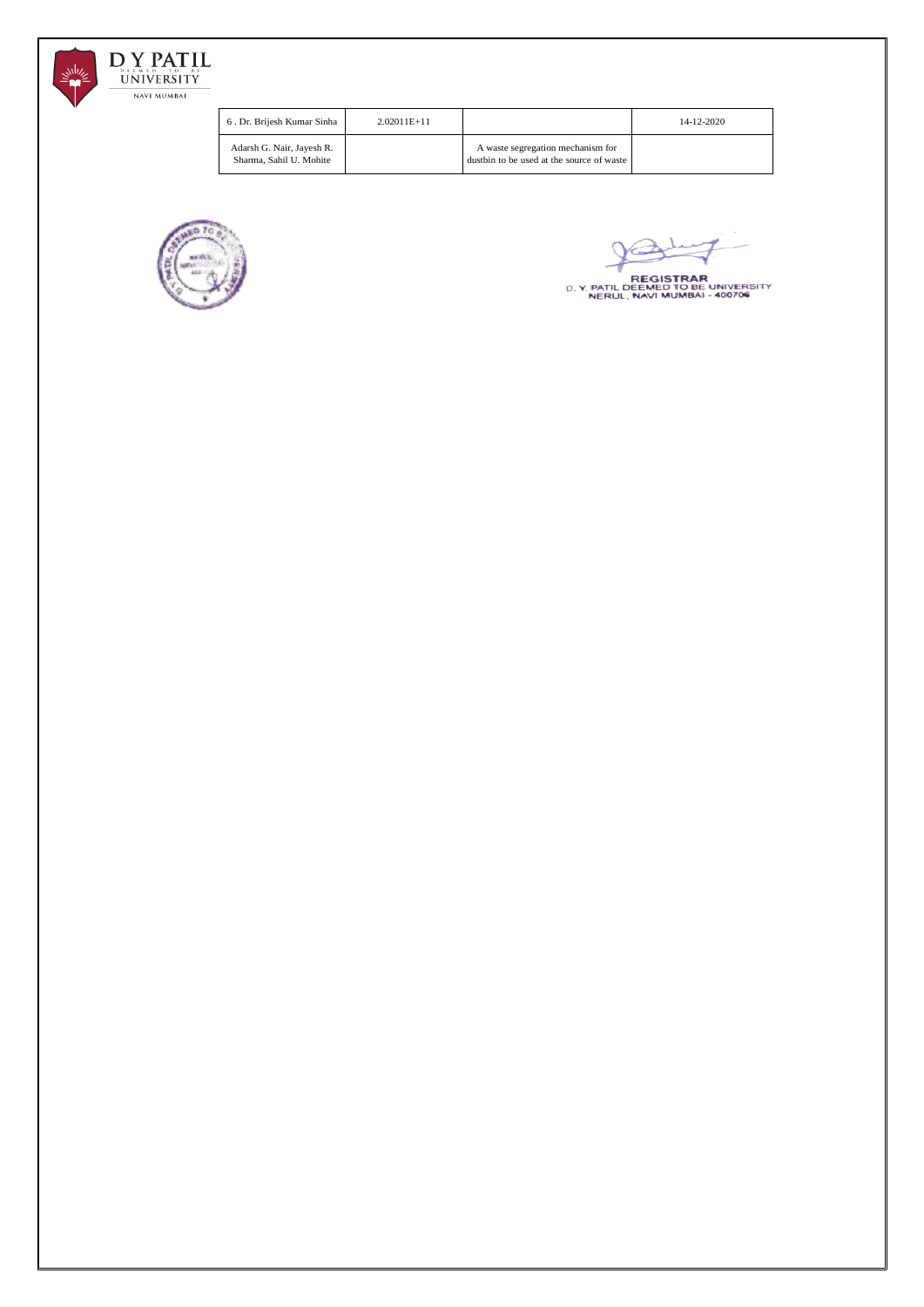| | | | |
|---|---|---|---|
| 6 . Dr. Brijesh Kumar Sinha | 2.02011E+11 | | 14-12-2020 |
| Adarsh G. Nair, Jayesh R. Sharma, Sahil U. Mohite | | A waste segregation mechanism for dustbin to be used at the source of waste | |

REGISTRAR
D. Y. PATIL DEEMED TO BE UNIVERSITY
NERUL, NAVI MUMBAI - 400706